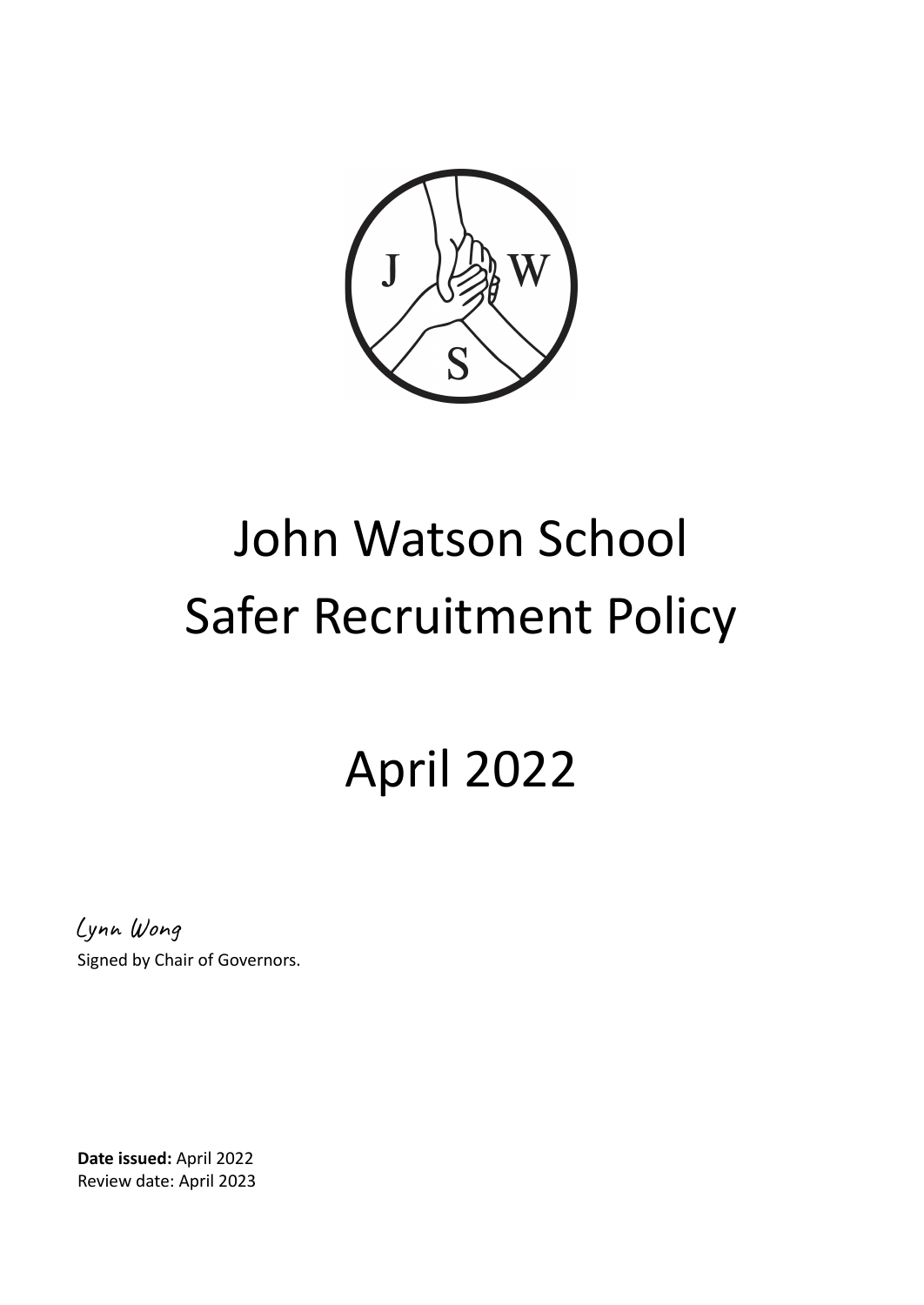# John Watson School
# Safer Recruitment Policy

# April 2022

Lynn Wong

Signed by Chair of Governors.

**Date issued:** April 2022
Review date: April 2023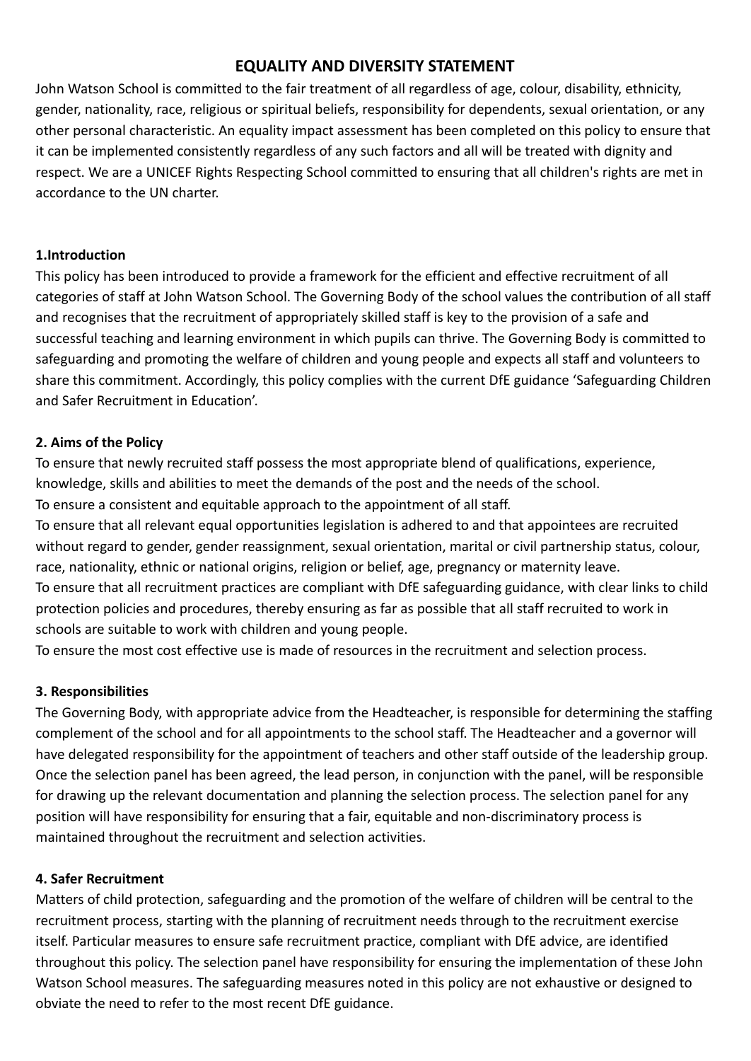## EQUALITY AND DIVERSITY STATEMENT

John Watson School is committed to the fair treatment of all regardless of age, colour, disability, ethnicity, gender, nationality, race, religious or spiritual beliefs, responsibility for dependents, sexual orientation, or any other personal characteristic. An equality impact assessment has been completed on this policy to ensure that it can be implemented consistently regardless of any such factors and all will be treated with dignity and respect. We are a UNICEF Rights Respecting School committed to ensuring that all children's rights are met in accordance to the UN charter.

### 1.Introduction

This policy has been introduced to provide a framework for the efficient and effective recruitment of all categories of staff at John Watson School. The Governing Body of the school values the contribution of all staff and recognises that the recruitment of appropriately skilled staff is key to the provision of a safe and successful teaching and learning environment in which pupils can thrive. The Governing Body is committed to safeguarding and promoting the welfare of children and young people and expects all staff and volunteers to share this commitment. Accordingly, this policy complies with the current DfE guidance 'Safeguarding Children and Safer Recruitment in Education'.

### 2. Aims of the Policy

To ensure that newly recruited staff possess the most appropriate blend of qualifications, experience, knowledge, skills and abilities to meet the demands of the post and the needs of the school.
To ensure a consistent and equitable approach to the appointment of all staff.
To ensure that all relevant equal opportunities legislation is adhered to and that appointees are recruited without regard to gender, gender reassignment, sexual orientation, marital or civil partnership status, colour, race, nationality, ethnic or national origins, religion or belief, age, pregnancy or maternity leave.
To ensure that all recruitment practices are compliant with DfE safeguarding guidance, with clear links to child protection policies and procedures, thereby ensuring as far as possible that all staff recruited to work in schools are suitable to work with children and young people.
To ensure the most cost effective use is made of resources in the recruitment and selection process.

### 3. Responsibilities

The Governing Body, with appropriate advice from the Headteacher, is responsible for determining the staffing complement of the school and for all appointments to the school staff. The Headteacher and a governor will have delegated responsibility for the appointment of teachers and other staff outside of the leadership group. Once the selection panel has been agreed, the lead person, in conjunction with the panel, will be responsible for drawing up the relevant documentation and planning the selection process. The selection panel for any position will have responsibility for ensuring that a fair, equitable and non-discriminatory process is maintained throughout the recruitment and selection activities.

### 4. Safer Recruitment

Matters of child protection, safeguarding and the promotion of the welfare of children will be central to the recruitment process, starting with the planning of recruitment needs through to the recruitment exercise itself. Particular measures to ensure safe recruitment practice, compliant with DfE advice, are identified throughout this policy. The selection panel have responsibility for ensuring the implementation of these John Watson School measures. The safeguarding measures noted in this policy are not exhaustive or designed to obviate the need to refer to the most recent DfE guidance.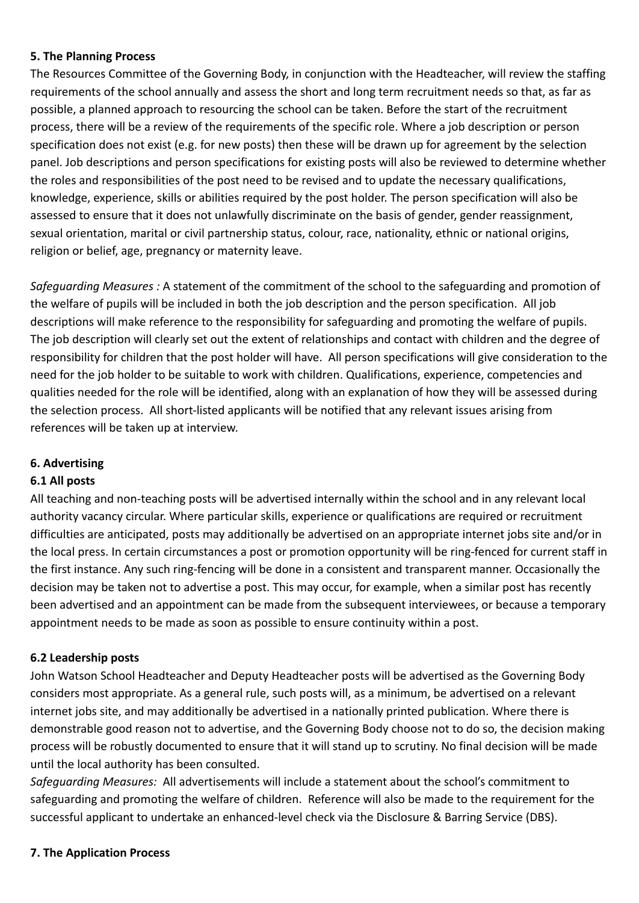**5. The Planning Process**

The Resources Committee of the Governing Body, in conjunction with the Headteacher, will review the staffing requirements of the school annually and assess the short and long term recruitment needs so that, as far as possible, a planned approach to resourcing the school can be taken. Before the start of the recruitment process, there will be a review of the requirements of the specific role. Where a job description or person specification does not exist (e.g. for new posts) then these will be drawn up for agreement by the selection panel. Job descriptions and person specifications for existing posts will also be reviewed to determine whether the roles and responsibilities of the post need to be revised and to update the necessary qualifications, knowledge, experience, skills or abilities required by the post holder. The person specification will also be assessed to ensure that it does not unlawfully discriminate on the basis of gender, gender reassignment, sexual orientation, marital or civil partnership status, colour, race, nationality, ethnic or national origins, religion or belief, age, pregnancy or maternity leave.

*Safeguarding Measures :* A statement of the commitment of the school to the safeguarding and promotion of the welfare of pupils will be included in both the job description and the person specification. All job descriptions will make reference to the responsibility for safeguarding and promoting the welfare of pupils. The job description will clearly set out the extent of relationships and contact with children and the degree of responsibility for children that the post holder will have. All person specifications will give consideration to the need for the job holder to be suitable to work with children. Qualifications, experience, competencies and qualities needed for the role will be identified, along with an explanation of how they will be assessed during the selection process. All short-listed applicants will be notified that any relevant issues arising from references will be taken up at interview.

**6. Advertising**

**6.1 All posts**

All teaching and non-teaching posts will be advertised internally within the school and in any relevant local authority vacancy circular. Where particular skills, experience or qualifications are required or recruitment difficulties are anticipated, posts may additionally be advertised on an appropriate internet jobs site and/or in the local press. In certain circumstances a post or promotion opportunity will be ring-fenced for current staff in the first instance. Any such ring-fencing will be done in a consistent and transparent manner. Occasionally the decision may be taken not to advertise a post. This may occur, for example, when a similar post has recently been advertised and an appointment can be made from the subsequent interviewees, or because a temporary appointment needs to be made as soon as possible to ensure continuity within a post.

**6.2 Leadership posts**

John Watson School Headteacher and Deputy Headteacher posts will be advertised as the Governing Body considers most appropriate. As a general rule, such posts will, as a minimum, be advertised on a relevant internet jobs site, and may additionally be advertised in a nationally printed publication. Where there is demonstrable good reason not to advertise, and the Governing Body choose not to do so, the decision making process will be robustly documented to ensure that it will stand up to scrutiny. No final decision will be made until the local authority has been consulted.

*Safeguarding Measures:* All advertisements will include a statement about the school's commitment to safeguarding and promoting the welfare of children. Reference will also be made to the requirement for the successful applicant to undertake an enhanced-level check via the Disclosure & Barring Service (DBS).

**7. The Application Process**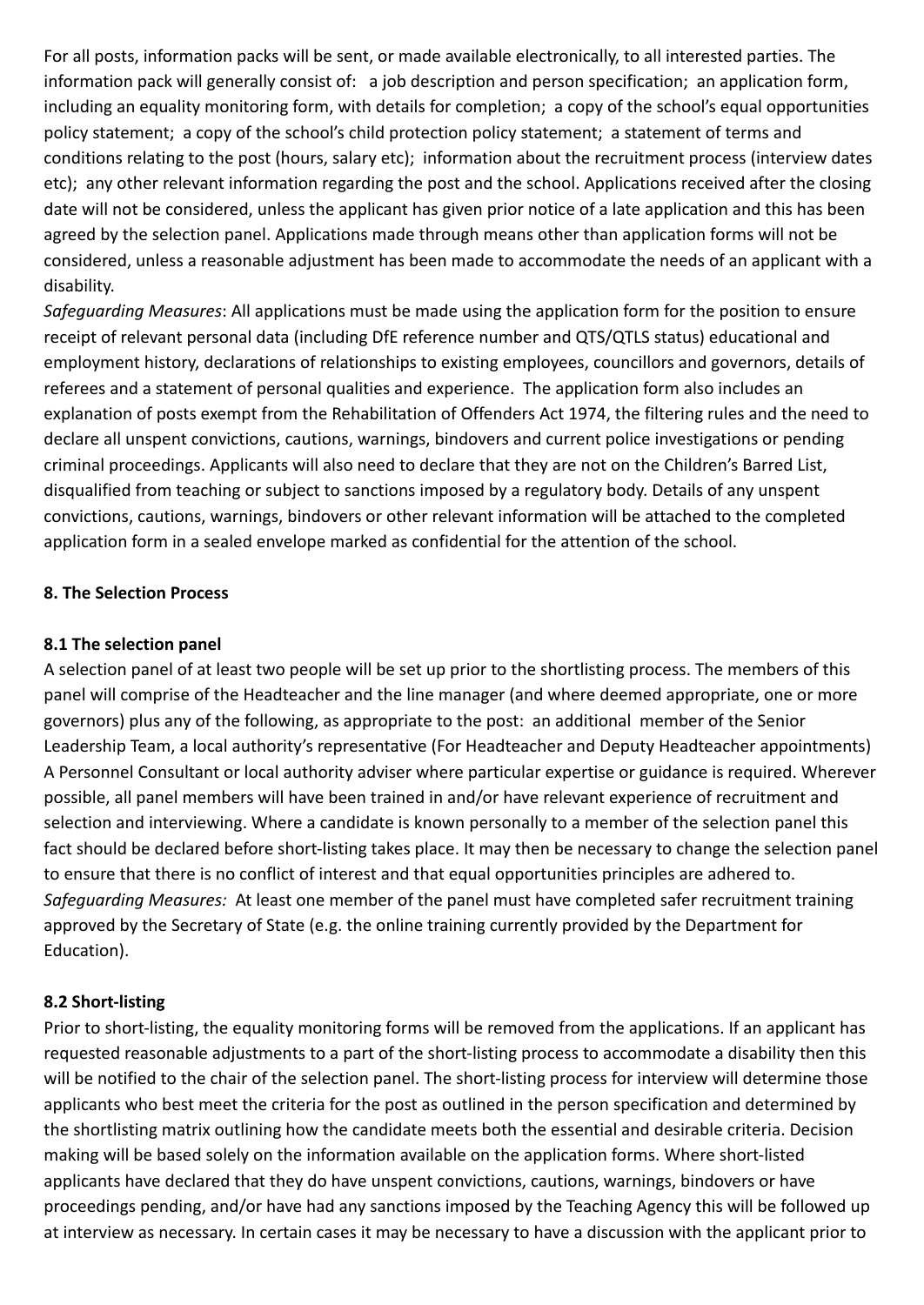For all posts, information packs will be sent, or made available electronically, to all interested parties. The information pack will generally consist of: a job description and person specification; an application form, including an equality monitoring form, with details for completion; a copy of the school's equal opportunities policy statement; a copy of the school's child protection policy statement; a statement of terms and conditions relating to the post (hours, salary etc); information about the recruitment process (interview dates etc); any other relevant information regarding the post and the school. Applications received after the closing date will not be considered, unless the applicant has given prior notice of a late application and this has been agreed by the selection panel. Applications made through means other than application forms will not be considered, unless a reasonable adjustment has been made to accommodate the needs of an applicant with a disability.

*Safeguarding Measures*: All applications must be made using the application form for the position to ensure receipt of relevant personal data (including DfE reference number and QTS/QTLS status) educational and employment history, declarations of relationships to existing employees, councillors and governors, details of referees and a statement of personal qualities and experience. The application form also includes an explanation of posts exempt from the Rehabilitation of Offenders Act 1974, the filtering rules and the need to declare all unspent convictions, cautions, warnings, bindovers and current police investigations or pending criminal proceedings. Applicants will also need to declare that they are not on the Children's Barred List, disqualified from teaching or subject to sanctions imposed by a regulatory body. Details of any unspent convictions, cautions, warnings, bindovers or other relevant information will be attached to the completed application form in a sealed envelope marked as confidential for the attention of the school.

**8. The Selection Process**

**8.1 The selection panel**

A selection panel of at least two people will be set up prior to the shortlisting process. The members of this panel will comprise of the Headteacher and the line manager (and where deemed appropriate, one or more governors) plus any of the following, as appropriate to the post: an additional member of the Senior Leadership Team, a local authority's representative (For Headteacher and Deputy Headteacher appointments) A Personnel Consultant or local authority adviser where particular expertise or guidance is required. Wherever possible, all panel members will have been trained in and/or have relevant experience of recruitment and selection and interviewing. Where a candidate is known personally to a member of the selection panel this fact should be declared before short-listing takes place. It may then be necessary to change the selection panel to ensure that there is no conflict of interest and that equal opportunities principles are adhered to.

*Safeguarding Measures:* At least one member of the panel must have completed safer recruitment training approved by the Secretary of State (e.g. the online training currently provided by the Department for Education).

**8.2 Short-listing**

Prior to short-listing, the equality monitoring forms will be removed from the applications. If an applicant has requested reasonable adjustments to a part of the short-listing process to accommodate a disability then this will be notified to the chair of the selection panel. The short-listing process for interview will determine those applicants who best meet the criteria for the post as outlined in the person specification and determined by the shortlisting matrix outlining how the candidate meets both the essential and desirable criteria. Decision making will be based solely on the information available on the application forms. Where short-listed applicants have declared that they do have unspent convictions, cautions, warnings, bindovers or have proceedings pending, and/or have had any sanctions imposed by the Teaching Agency this will be followed up at interview as necessary. In certain cases it may be necessary to have a discussion with the applicant prior to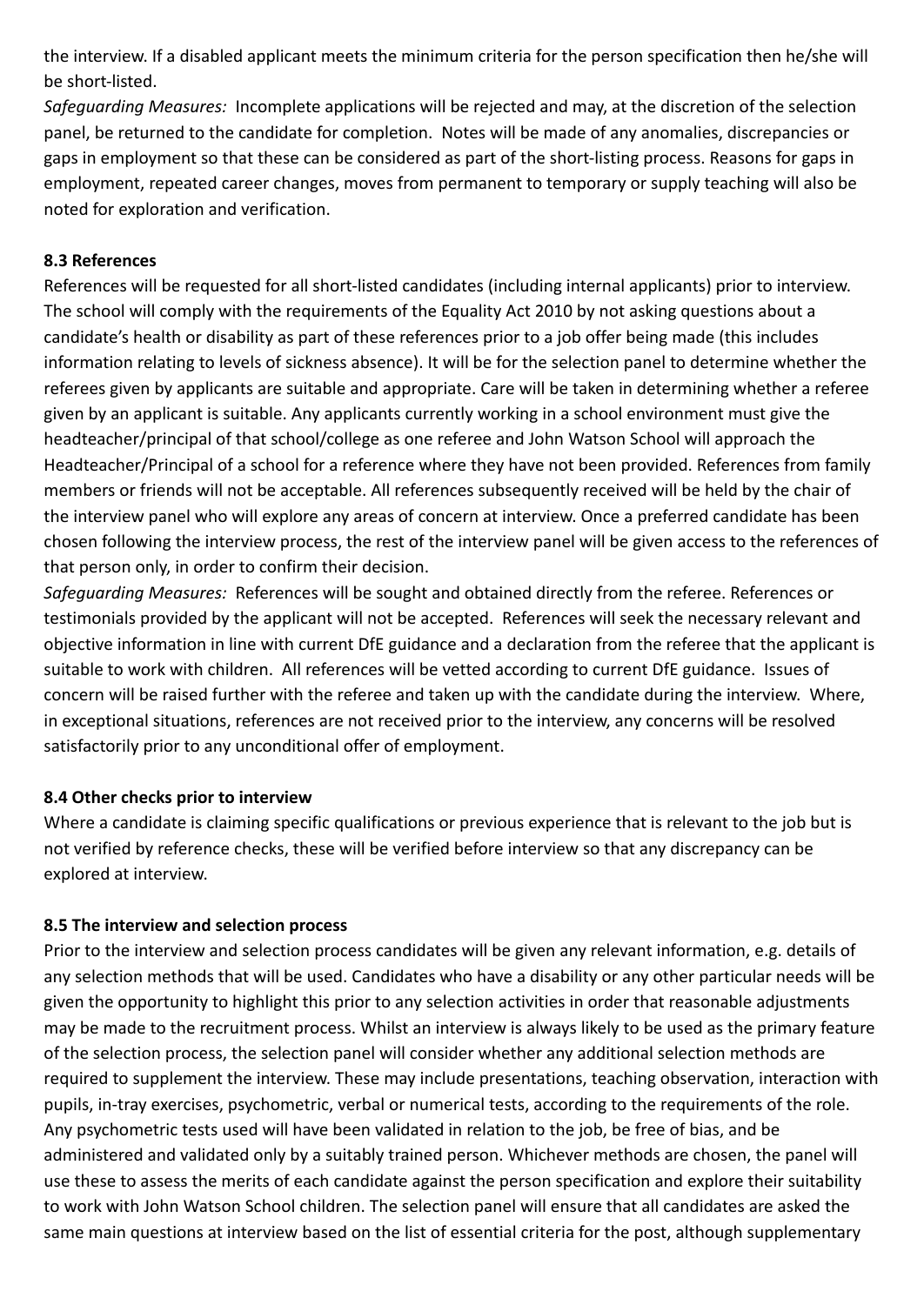the interview. If a disabled applicant meets the minimum criteria for the person specification then he/she will be short-listed.

*Safeguarding Measures:* Incomplete applications will be rejected and may, at the discretion of the selection panel, be returned to the candidate for completion. Notes will be made of any anomalies, discrepancies or gaps in employment so that these can be considered as part of the short-listing process. Reasons for gaps in employment, repeated career changes, moves from permanent to temporary or supply teaching will also be noted for exploration and verification.

**8.3 References**

References will be requested for all short-listed candidates (including internal applicants) prior to interview. The school will comply with the requirements of the Equality Act 2010 by not asking questions about a candidate's health or disability as part of these references prior to a job offer being made (this includes information relating to levels of sickness absence). It will be for the selection panel to determine whether the referees given by applicants are suitable and appropriate. Care will be taken in determining whether a referee given by an applicant is suitable. Any applicants currently working in a school environment must give the headteacher/principal of that school/college as one referee and John Watson School will approach the Headteacher/Principal of a school for a reference where they have not been provided. References from family members or friends will not be acceptable. All references subsequently received will be held by the chair of the interview panel who will explore any areas of concern at interview. Once a preferred candidate has been chosen following the interview process, the rest of the interview panel will be given access to the references of that person only, in order to confirm their decision.

*Safeguarding Measures:* References will be sought and obtained directly from the referee. References or testimonials provided by the applicant will not be accepted. References will seek the necessary relevant and objective information in line with current DfE guidance and a declaration from the referee that the applicant is suitable to work with children. All references will be vetted according to current DfE guidance. Issues of concern will be raised further with the referee and taken up with the candidate during the interview. Where, in exceptional situations, references are not received prior to the interview, any concerns will be resolved satisfactorily prior to any unconditional offer of employment.

**8.4 Other checks prior to interview**

Where a candidate is claiming specific qualifications or previous experience that is relevant to the job but is not verified by reference checks, these will be verified before interview so that any discrepancy can be explored at interview.

**8.5 The interview and selection process**

Prior to the interview and selection process candidates will be given any relevant information, e.g. details of any selection methods that will be used. Candidates who have a disability or any other particular needs will be given the opportunity to highlight this prior to any selection activities in order that reasonable adjustments may be made to the recruitment process. Whilst an interview is always likely to be used as the primary feature of the selection process, the selection panel will consider whether any additional selection methods are required to supplement the interview. These may include presentations, teaching observation, interaction with pupils, in-tray exercises, psychometric, verbal or numerical tests, according to the requirements of the role. Any psychometric tests used will have been validated in relation to the job, be free of bias, and be administered and validated only by a suitably trained person. Whichever methods are chosen, the panel will use these to assess the merits of each candidate against the person specification and explore their suitability to work with John Watson School children. The selection panel will ensure that all candidates are asked the same main questions at interview based on the list of essential criteria for the post, although supplementary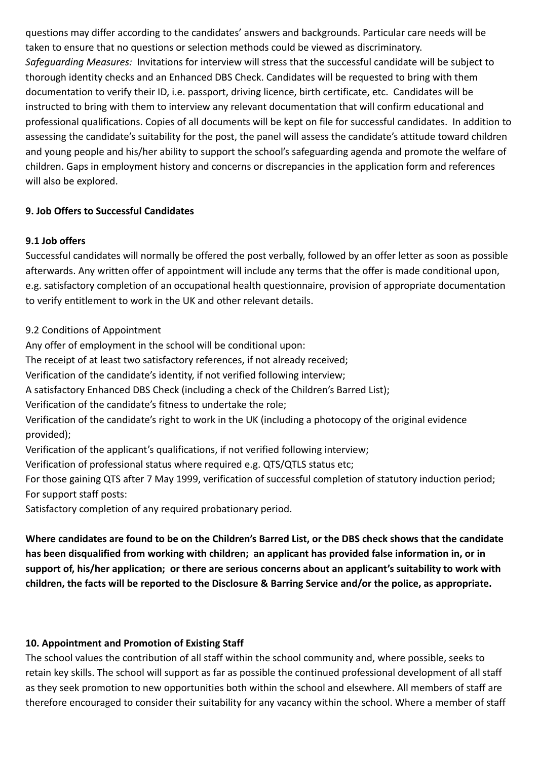questions may differ according to the candidates' answers and backgrounds. Particular care needs will be taken to ensure that no questions or selection methods could be viewed as discriminatory.

*Safeguarding Measures:* Invitations for interview will stress that the successful candidate will be subject to thorough identity checks and an Enhanced DBS Check. Candidates will be requested to bring with them documentation to verify their ID, i.e. passport, driving licence, birth certificate, etc. Candidates will be instructed to bring with them to interview any relevant documentation that will confirm educational and professional qualifications. Copies of all documents will be kept on file for successful candidates. In addition to assessing the candidate's suitability for the post, the panel will assess the candidate's attitude toward children and young people and his/her ability to support the school's safeguarding agenda and promote the welfare of children. Gaps in employment history and concerns or discrepancies in the application form and references will also be explored.

**9. Job Offers to Successful Candidates**

**9.1 Job offers**

Successful candidates will normally be offered the post verbally, followed by an offer letter as soon as possible afterwards. Any written offer of appointment will include any terms that the offer is made conditional upon, e.g. satisfactory completion of an occupational health questionnaire, provision of appropriate documentation to verify entitlement to work in the UK and other relevant details.

9.2 Conditions of Appointment

Any offer of employment in the school will be conditional upon:

The receipt of at least two satisfactory references, if not already received;

Verification of the candidate's identity, if not verified following interview;

A satisfactory Enhanced DBS Check (including a check of the Children's Barred List);

Verification of the candidate's fitness to undertake the role;

Verification of the candidate's right to work in the UK (including a photocopy of the original evidence provided);

Verification of the applicant's qualifications, if not verified following interview;

Verification of professional status where required e.g. QTS/QTLS status etc;

For those gaining QTS after 7 May 1999, verification of successful completion of statutory induction period;

For support staff posts:

Satisfactory completion of any required probationary period.

**Where candidates are found to be on the Children's Barred List, or the DBS check shows that the candidate has been disqualified from working with children; an applicant has provided false information in, or in support of, his/her application; or there are serious concerns about an applicant's suitability to work with children, the facts will be reported to the Disclosure & Barring Service and/or the police, as appropriate.**

**10. Appointment and Promotion of Existing Staff**

The school values the contribution of all staff within the school community and, where possible, seeks to retain key skills. The school will support as far as possible the continued professional development of all staff as they seek promotion to new opportunities both within the school and elsewhere. All members of staff are therefore encouraged to consider their suitability for any vacancy within the school. Where a member of staff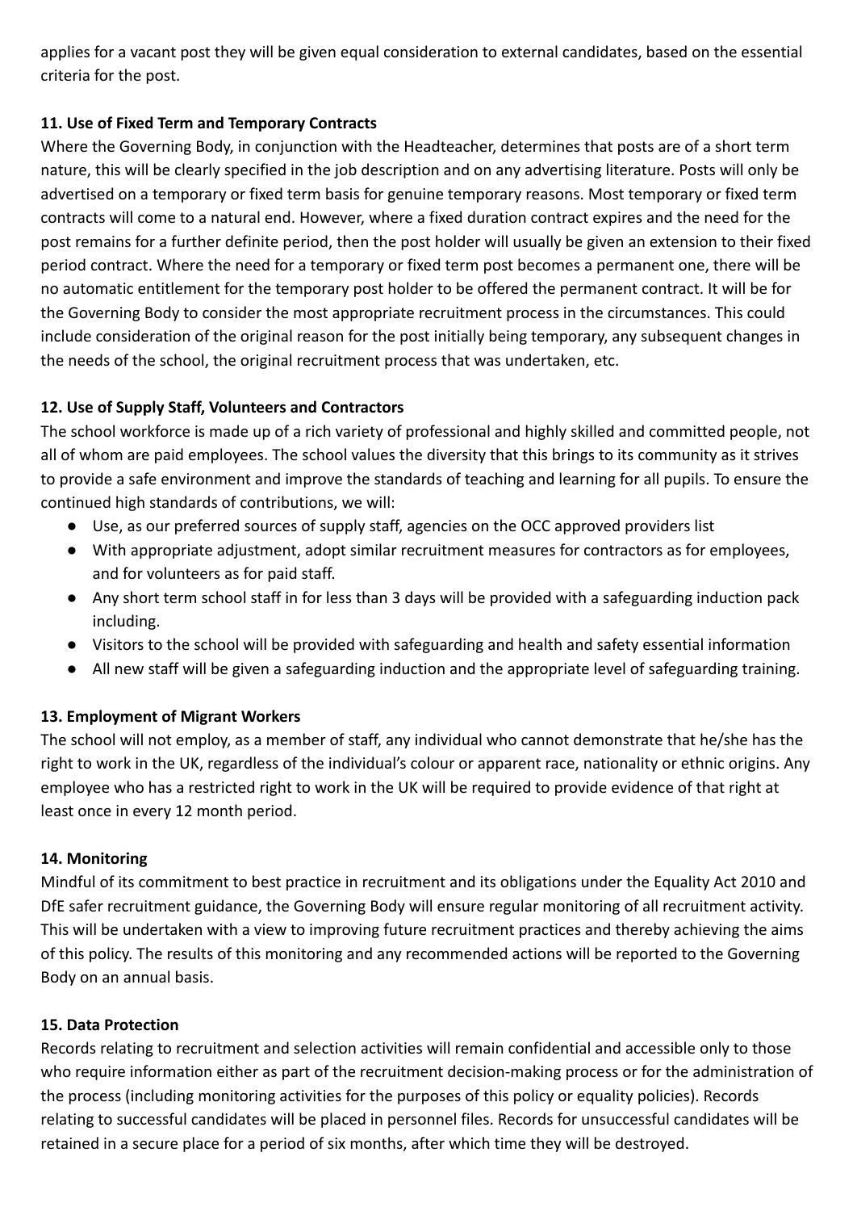applies for a vacant post they will be given equal consideration to external candidates, based on the essential criteria for the post.

**11. Use of Fixed Term and Temporary Contracts**

Where the Governing Body, in conjunction with the Headteacher, determines that posts are of a short term nature, this will be clearly specified in the job description and on any advertising literature. Posts will only be advertised on a temporary or fixed term basis for genuine temporary reasons. Most temporary or fixed term contracts will come to a natural end. However, where a fixed duration contract expires and the need for the post remains for a further definite period, then the post holder will usually be given an extension to their fixed period contract. Where the need for a temporary or fixed term post becomes a permanent one, there will be no automatic entitlement for the temporary post holder to be offered the permanent contract. It will be for the Governing Body to consider the most appropriate recruitment process in the circumstances. This could include consideration of the original reason for the post initially being temporary, any subsequent changes in the needs of the school, the original recruitment process that was undertaken, etc.

**12. Use of Supply Staff, Volunteers and Contractors**

The school workforce is made up of a rich variety of professional and highly skilled and committed people, not all of whom are paid employees. The school values the diversity that this brings to its community as it strives to provide a safe environment and improve the standards of teaching and learning for all pupils. To ensure the continued high standards of contributions, we will:

- Use, as our preferred sources of supply staff, agencies on the OCC approved providers list
- With appropriate adjustment, adopt similar recruitment measures for contractors as for employees, and for volunteers as for paid staff.
- Any short term school staff in for less than 3 days will be provided with a safeguarding induction pack including.
- Visitors to the school will be provided with safeguarding and health and safety essential information
- All new staff will be given a safeguarding induction and the appropriate level of safeguarding training.

**13. Employment of Migrant Workers**

The school will not employ, as a member of staff, any individual who cannot demonstrate that he/she has the right to work in the UK, regardless of the individual's colour or apparent race, nationality or ethnic origins. Any employee who has a restricted right to work in the UK will be required to provide evidence of that right at least once in every 12 month period.

**14. Monitoring**

Mindful of its commitment to best practice in recruitment and its obligations under the Equality Act 2010 and DfE safer recruitment guidance, the Governing Body will ensure regular monitoring of all recruitment activity. This will be undertaken with a view to improving future recruitment practices and thereby achieving the aims of this policy. The results of this monitoring and any recommended actions will be reported to the Governing Body on an annual basis.

**15. Data Protection**

Records relating to recruitment and selection activities will remain confidential and accessible only to those who require information either as part of the recruitment decision-making process or for the administration of the process (including monitoring activities for the purposes of this policy or equality policies). Records relating to successful candidates will be placed in personnel files. Records for unsuccessful candidates will be retained in a secure place for a period of six months, after which time they will be destroyed.